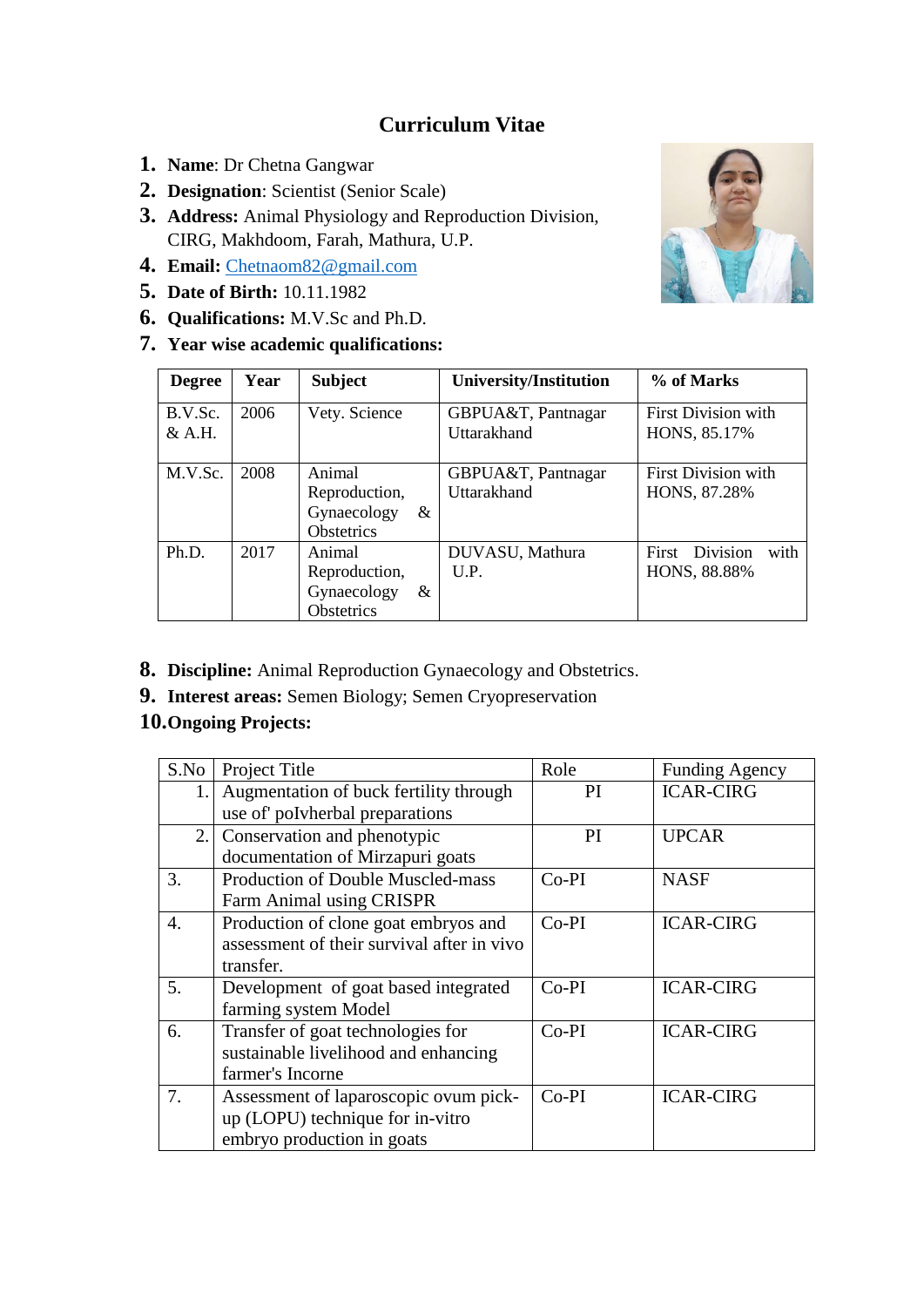# Curriculum Vitae

1. **Name**: Dr Chetna Gangwar
2. **Designation**: Scientist (Senior Scale)
3. **Address:** Animal Physiology and Reproduction Division, CIRG, Makhdoom, Farah, Mathura, U.P.
4. **Email:** Chetnaom82@gmail.com
5. **Date of Birth:** 10.11.1982
6. **Qualifications:** M.V.Sc and Ph.D.
7. **Year wise academic qualifications:**

| Degree | Year | Subject | University/Institution | % of Marks |
|---|---|---|---|---|
| B.V.Sc. & A.H. | 2006 | Vety. Science | GBPUA&T, Pantnagar Uttarakhand | First Division with HONS, 85.17% |
| M.V.Sc. | 2008 | Animal Reproduction, Gynaecology & Obstetrics | GBPUA&T, Pantnagar Uttarakhand | First Division with HONS, 87.28% |
| Ph.D. | 2017 | Animal Reproduction, Gynaecology & Obstetrics | DUVASU, Mathura U.P. | First Division with HONS, 88.88% |

8. **Discipline:** Animal Reproduction Gynaecology and Obstetrics.
9. **Interest areas:** Semen Biology; Semen Cryopreservation
10. **Ongoing Projects:**

| S.No | Project Title | Role | Funding Agency |
|---|---|---|---|
| 1. | Augmentation of buck fertility through use of' polvherbal preparations | PI | ICAR-CIRG |
| 2. | Conservation and phenotypic documentation of Mirzapuri goats | PI | UPCAR |
| 3. | Production of Double Muscled-mass Farm Animal using CRISPR | Co-PI | NASF |
| 4. | Production of clone goat embryos and assessment of their survival after in vivo transfer. | Co-PI | ICAR-CIRG |
| 5. | Development of goat based integrated farming system Model | Co-PI | ICAR-CIRG |
| 6. | Transfer of goat technologies for sustainable livelihood and enhancing farmer's Incorne | Co-PI | ICAR-CIRG |
| 7. | Assessment of laparoscopic ovum pick-up (LOPU) technique for in-vitro embryo production in goats | Co-PI | ICAR-CIRG |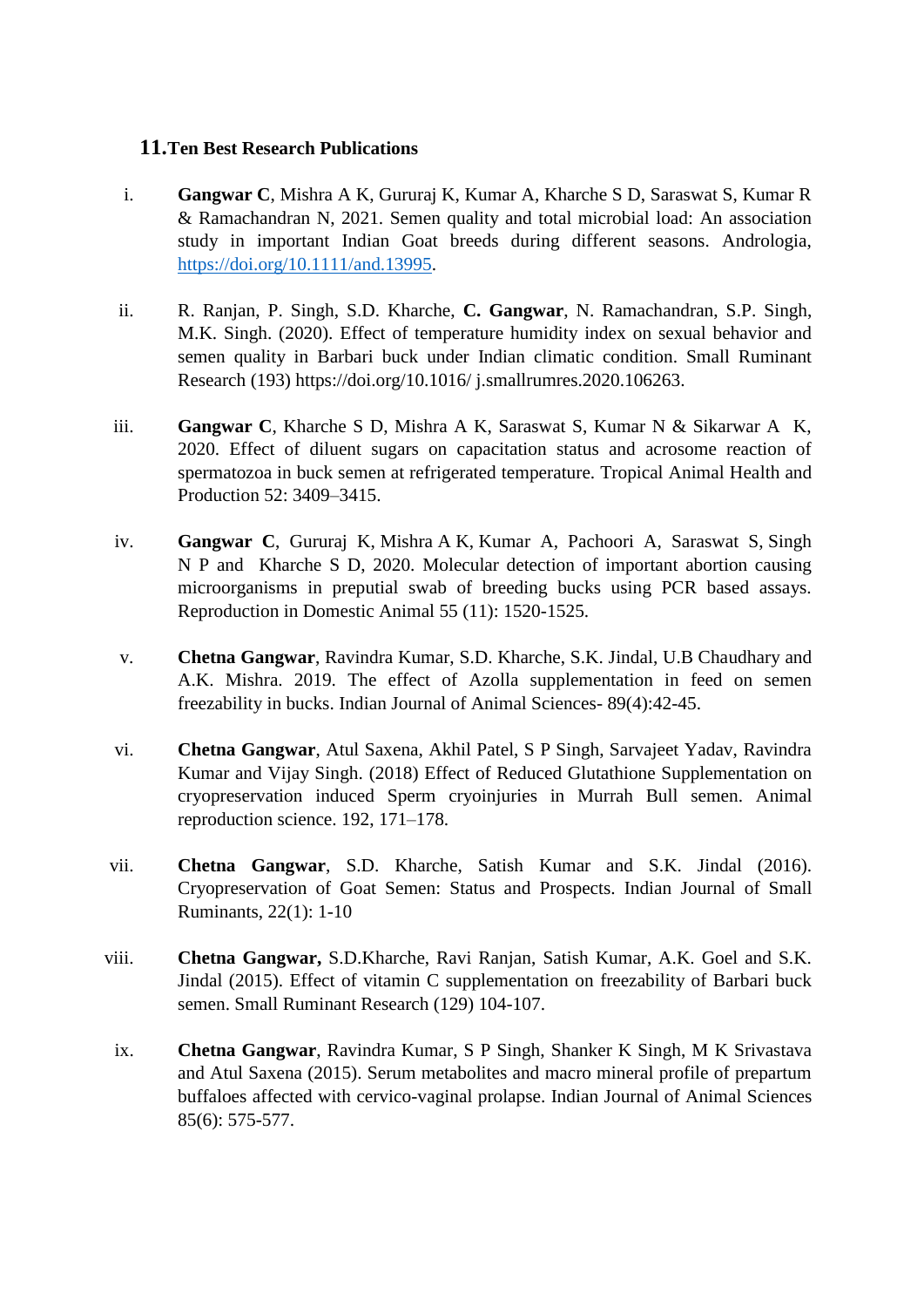## 11. Ten Best Research Publications

i. **Gangwar C**, Mishra A K, Gururaj K, Kumar A, Kharche S D, Saraswat S, Kumar R & Ramachandran N, 2021. Semen quality and total microbial load: An association study in important Indian Goat breeds during different seasons. Andrologia, https://doi.org/10.1111/and.13995.

ii. R. Ranjan, P. Singh, S.D. Kharche, **C. Gangwar**, N. Ramachandran, S.P. Singh, M.K. Singh. (2020). Effect of temperature humidity index on sexual behavior and semen quality in Barbari buck under Indian climatic condition. Small Ruminant Research (193) https://doi.org/10.1016/ j.smallrumres.2020.106263.

iii. **Gangwar C**, Kharche S D, Mishra A K, Saraswat S, Kumar N & Sikarwar A K, 2020. Effect of diluent sugars on capacitation status and acrosome reaction of spermatozoa in buck semen at refrigerated temperature. Tropical Animal Health and Production 52: 3409–3415.

iv. **Gangwar C**, Gururaj K, Mishra A K, Kumar A, Pachoori A, Saraswat S, Singh N P and Kharche S D, 2020. Molecular detection of important abortion causing microorganisms in preputial swab of breeding bucks using PCR based assays. Reproduction in Domestic Animal 55 (11): 1520-1525.

v. **Chetna Gangwar**, Ravindra Kumar, S.D. Kharche, S.K. Jindal, U.B Chaudhary and A.K. Mishra. 2019. The effect of Azolla supplementation in feed on semen freezability in bucks. Indian Journal of Animal Sciences- 89(4):42-45.

vi. **Chetna Gangwar**, Atul Saxena, Akhil Patel, S P Singh, Sarvajeet Yadav, Ravindra Kumar and Vijay Singh. (2018) Effect of Reduced Glutathione Supplementation on cryopreservation induced Sperm cryoinjuries in Murrah Bull semen. Animal reproduction science. 192, 171–178.

vii. **Chetna Gangwar**, S.D. Kharche, Satish Kumar and S.K. Jindal (2016). Cryopreservation of Goat Semen: Status and Prospects. Indian Journal of Small Ruminants, 22(1): 1-10

viii. **Chetna Gangwar,** S.D.Kharche, Ravi Ranjan, Satish Kumar, A.K. Goel and S.K. Jindal (2015). Effect of vitamin C supplementation on freezability of Barbari buck semen. Small Ruminant Research (129) 104-107.

ix. **Chetna Gangwar**, Ravindra Kumar, S P Singh, Shanker K Singh, M K Srivastava and Atul Saxena (2015). Serum metabolites and macro mineral profile of prepartum buffaloes affected with cervico-vaginal prolapse. Indian Journal of Animal Sciences 85(6): 575-577.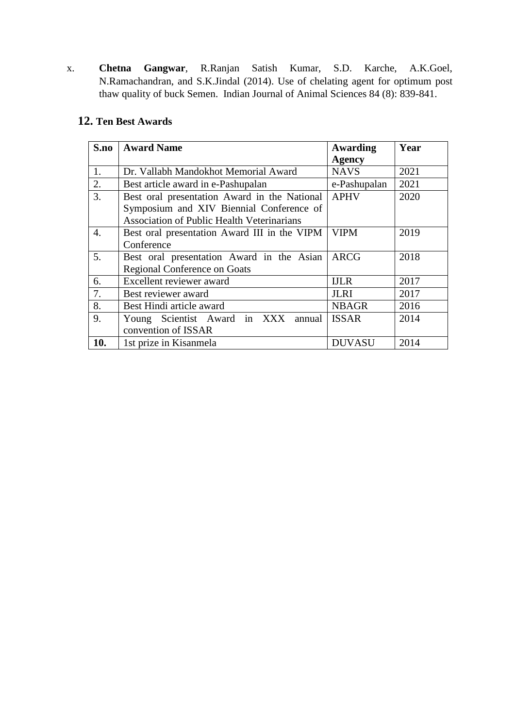x. **Chetna Gangwar**, R.Ranjan Satish Kumar, S.D. Karche, A.K.Goel, N.Ramachandran, and S.K.Jindal (2014). Use of chelating agent for optimum post thaw quality of buck Semen. Indian Journal of Animal Sciences 84 (8): 839-841.

## 12. Ten Best Awards

| **S.no** | **Award Name** | **Awarding Agency** | **Year** |
|---|---|---|---|
| 1. | Dr. Vallabh Mandokhot Memorial Award | NAVS | 2021 |
| 2. | Best article award in e-Pashupalan | e-Pashupalan | 2021 |
| 3. | Best oral presentation Award in the National Symposium and XIV Biennial Conference of Association of Public Health Veterinarians | APHV | 2020 |
| 4. | Best oral presentation Award III in the VIPM Conference | VIPM | 2019 |
| 5. | Best oral presentation Award in the Asian Regional Conference on Goats | ARCG | 2018 |
| 6. | Excellent reviewer award | IJLR | 2017 |
| 7. | Best reviewer award | JLRI | 2017 |
| 8. | Best Hindi article award | NBAGR | 2016 |
| 9. | Young Scientist Award in XXX annual convention of ISSAR | ISSAR | 2014 |
| **10.** | 1st prize in Kisanmela | DUVASU | 2014 |